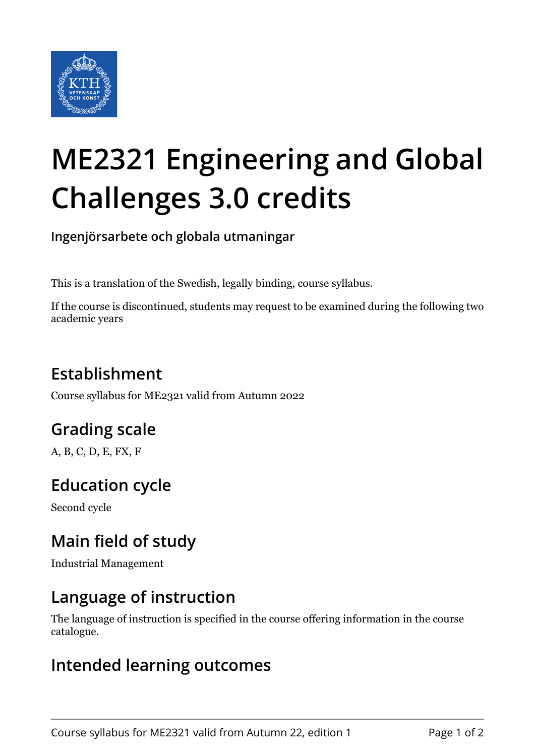# ME2321 Engineering and Global Challenges 3.0 credits

**Ingenjörsarbete och globala utmaningar**

This is a translation of the Swedish, legally binding, course syllabus.

If the course is discontinued, students may request to be examined during the following two academic years

## Establishment

Course syllabus for ME2321 valid from Autumn 2022

## Grading scale

A, B, C, D, E, FX, F

## Education cycle

Second cycle

## Main field of study

Industrial Management

## Language of instruction

The language of instruction is specified in the course offering information in the course catalogue.

## Intended learning outcomes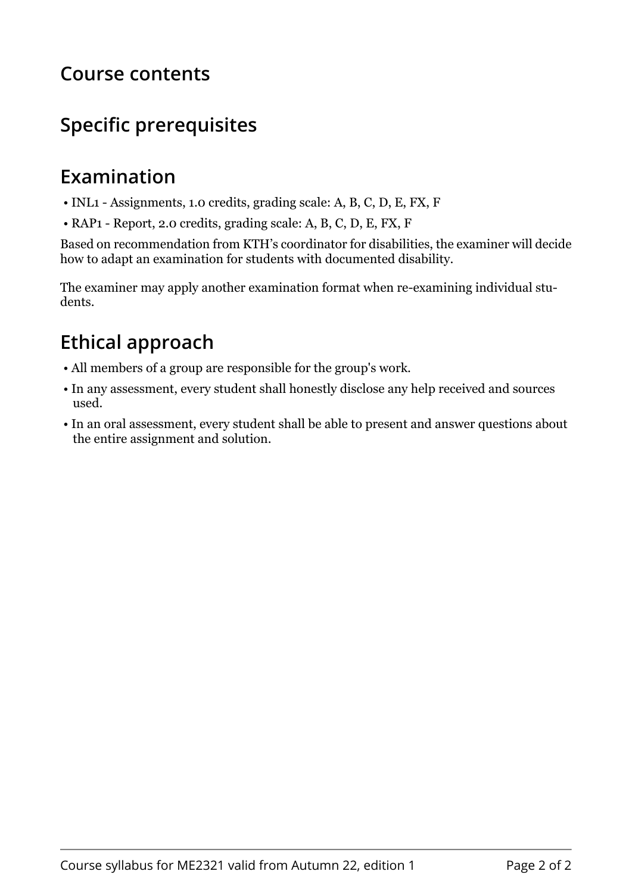## Course contents

## Specific prerequisites

## Examination

- INL1 - Assignments, 1.0 credits, grading scale: A, B, C, D, E, FX, F
- RAP1 - Report, 2.0 credits, grading scale: A, B, C, D, E, FX, F

Based on recommendation from KTH's coordinator for disabilities, the examiner will decide how to adapt an examination for students with documented disability.

The examiner may apply another examination format when re-examining individual students.

## Ethical approach

- All members of a group are responsible for the group's work.
- In any assessment, every student shall honestly disclose any help received and sources used.
- In an oral assessment, every student shall be able to present and answer questions about the entire assignment and solution.